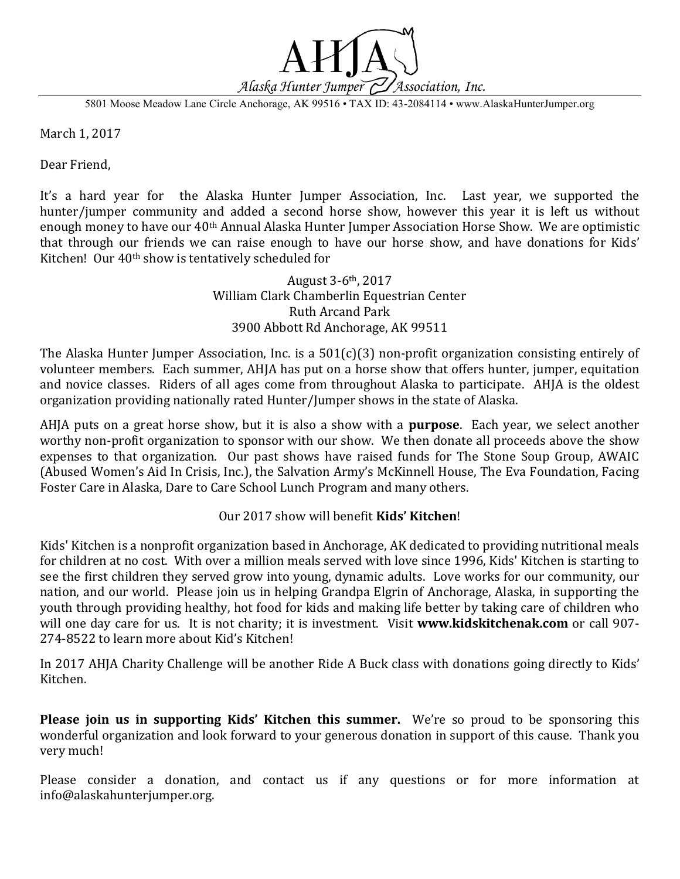# AHJA

*Alaska Hunter Jumper Association, Inc.*

5801 Moose Meadow Lane Circle Anchorage, AK 99516 • TAX ID: 43-2084114 • www.AlaskaHunterJumper.org

March 1, 2017

Dear Friend,

It's a hard year for the Alaska Hunter Jumper Association, Inc. Last year, we supported the hunter/jumper community and added a second horse show, however this year it is left us without enough money to have our 40th Annual Alaska Hunter Jumper Association Horse Show. We are optimistic that through our friends we can raise enough to have our horse show, and have donations for Kids' Kitchen! Our 40th show is tentatively scheduled for

August 3-6th, 2017
William Clark Chamberlin Equestrian Center
Ruth Arcand Park
3900 Abbott Rd Anchorage, AK 99511

The Alaska Hunter Jumper Association, Inc. is a 501(c)(3) non-profit organization consisting entirely of volunteer members. Each summer, AHJA has put on a horse show that offers hunter, jumper, equitation and novice classes. Riders of all ages come from throughout Alaska to participate. AHJA is the oldest organization providing nationally rated Hunter/Jumper shows in the state of Alaska.

AHJA puts on a great horse show, but it is also a show with a **purpose**. Each year, we select another worthy non-profit organization to sponsor with our show. We then donate all proceeds above the show expenses to that organization. Our past shows have raised funds for The Stone Soup Group, AWAIC (Abused Women's Aid In Crisis, Inc.), the Salvation Army's McKinnell House, The Eva Foundation, Facing Foster Care in Alaska, Dare to Care School Lunch Program and many others.

Our 2017 show will benefit **Kids' Kitchen**!

Kids' Kitchen is a nonprofit organization based in Anchorage, AK dedicated to providing nutritional meals for children at no cost. With over a million meals served with love since 1996, Kids' Kitchen is starting to see the first children they served grow into young, dynamic adults. Love works for our community, our nation, and our world. Please join us in helping Grandpa Elgrin of Anchorage, Alaska, in supporting the youth through providing healthy, hot food for kids and making life better by taking care of children who will one day care for us. It is not charity; it is investment. Visit **www.kidskitchenak.com** or call 907-274-8522 to learn more about Kid's Kitchen!

In 2017 AHJA Charity Challenge will be another Ride A Buck class with donations going directly to Kids' Kitchen.

**Please join us in supporting Kids' Kitchen this summer.** We're so proud to be sponsoring this wonderful organization and look forward to your generous donation in support of this cause. Thank you very much!

Please consider a donation, and contact us if any questions or for more information at info@alaskahunterjumper.org.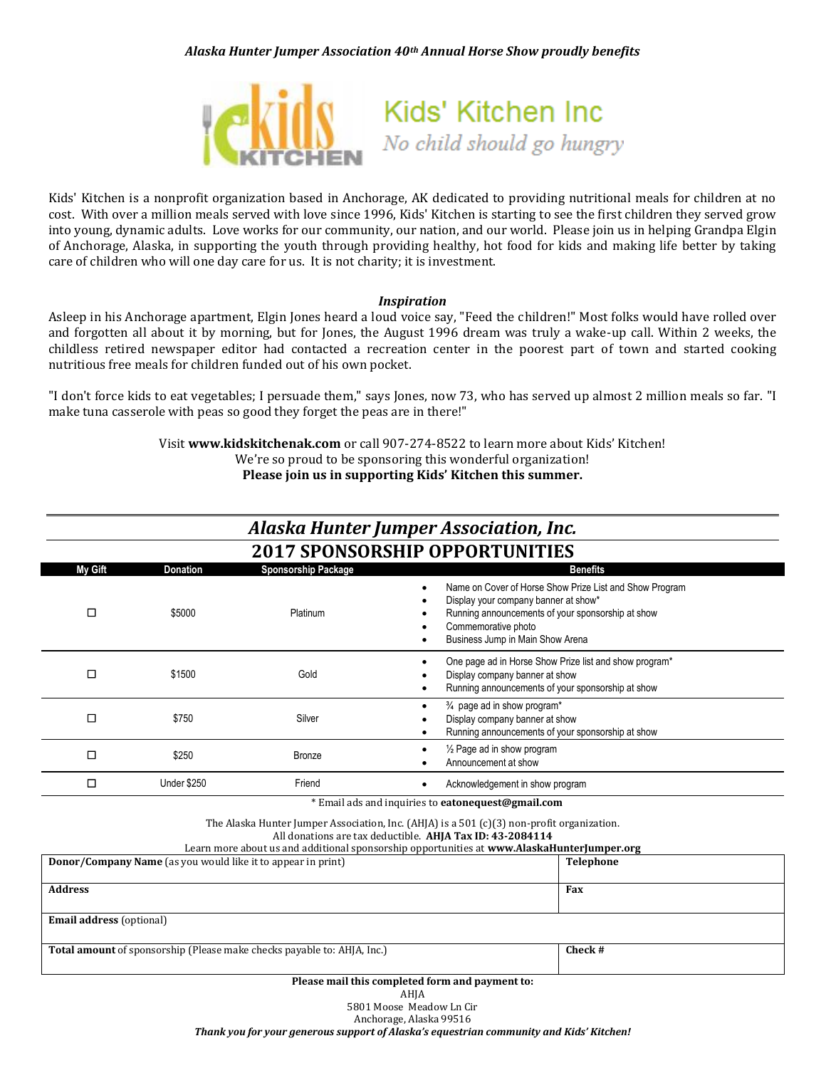*Alaska Hunter Jumper Association 40th Annual Horse Show proudly benefits*

# Kids' Kitchen Inc

*No child should go hungry*

Kids' Kitchen is a nonprofit organization based in Anchorage, AK dedicated to providing nutritional meals for children at no cost. With over a million meals served with love since 1996, Kids' Kitchen is starting to see the first children they served grow into young, dynamic adults. Love works for our community, our nation, and our world. Please join us in helping Grandpa Elgin of Anchorage, Alaska, in supporting the youth through providing healthy, hot food for kids and making life better by taking care of children who will one day care for us. It is not charity; it is investment.

***Inspiration***

Asleep in his Anchorage apartment, Elgin Jones heard a loud voice say, "Feed the children!" Most folks would have rolled over and forgotten all about it by morning, but for Jones, the August 1996 dream was truly a wake-up call. Within 2 weeks, the childless retired newspaper editor had contacted a recreation center in the poorest part of town and started cooking nutritious free meals for children funded out of his own pocket.

"I don't force kids to eat vegetables; I persuade them," says Jones, now 73, who has served up almost 2 million meals so far. "I make tuna casserole with peas so good they forget the peas are in there!"

Visit **www.kidskitchenak.com** or call 907-274-8522 to learn more about Kids' Kitchen!
We're so proud to be sponsoring this wonderful organization!
**Please join us in supporting Kids' Kitchen this summer.**

## *Alaska Hunter Jumper Association, Inc.*

## 2017 SPONSORSHIP OPPORTUNITIES

| My Gift | Donation | Sponsorship Package | Benefits |
|---|---|---|---|
| ☐ | $5000 | Platinum | • Name on Cover of Horse Show Prize List and Show Program<br>• Display your company banner at show*<br>• Running announcements of your sponsorship at show<br>• Commemorative photo<br>• Business Jump in Main Show Arena |
| ☐ | $1500 | Gold | • One page ad in Horse Show Prize list and show program*<br>• Display company banner at show<br>• Running announcements of your sponsorship at show |
| ☐ | $750 | Silver | • ¾ page ad in show program*<br>• Display company banner at show<br>• Running announcements of your sponsorship at show |
| ☐ | $250 | Bronze | • ½ Page ad in show program<br>• Announcement at show |
| ☐ | Under $250 | Friend | • Acknowledgement in show program |

* Email ads and inquiries to **eatonequest@gmail.com**

The Alaska Hunter Jumper Association, Inc. (AHJA) is a 501 (c)(3) non-profit organization.
All donations are tax deductible. **AHJA Tax ID: 43-2084114**
Learn more about us and additional sponsorship opportunities at **www.AlaskaHunterJumper.org**

| | |
|---|---|
| **Donor/Company Name** (as you would like it to appear in print) | **Telephone** |
| **Address** | **Fax** |
| **Email address** (optional) | |
| **Total amount** of sponsorship (Please make checks payable to: AHJA, Inc.) | **Check #** |

**Please mail this completed form and payment to:**
AHJA
5801 Moose Meadow Ln Cir
Anchorage, Alaska 99516

***Thank you for your generous support of Alaska's equestrian community and Kids' Kitchen!***